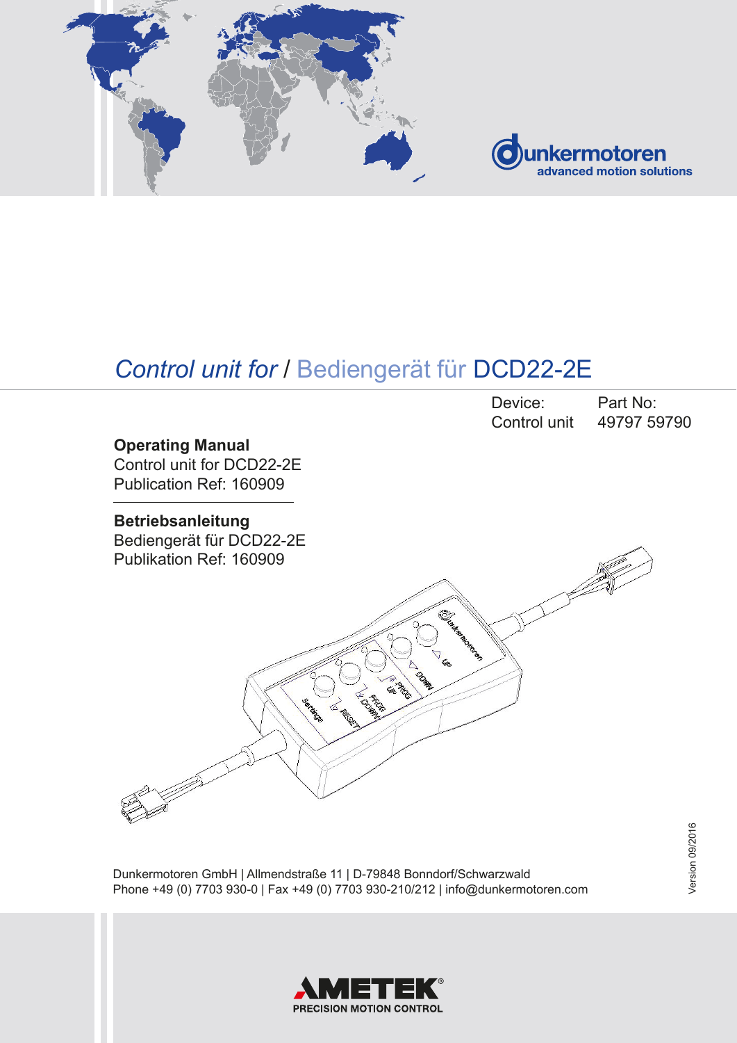dunkermotoren
advanced motion solutions

# *Control unit for* / Bediengerät für DCD22-2E

| Device: | Part No: |
| --- | --- |
| Control unit | 49797 59790 |

**Operating Manual**
Control unit for DCD22-2E
Publication Ref: 160909

**Betriebsanleitung**
Bediengerät für DCD22-2E
Publikation Ref: 160909

Version 09/2016

Dunkermotoren GmbH | Allmendstraße 11 | D-79848 Bonndorf/Schwarzwald
Phone +49 (0) 7703 930-0 | Fax +49 (0) 7703 930-210/212 | info@dunkermotoren.com

AMETEK®
PRECISION MOTION CONTROL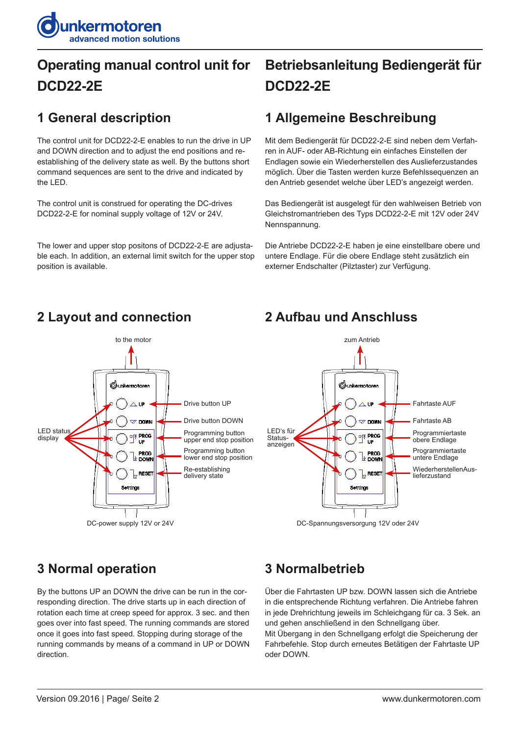# Operating manual control unit for DCD22-2E

## 1 General description

The control unit for DCD22-2-E enables to run the drive in UP and DOWN direction and to adjust the end positions and re-establishing of the delivery state as well. By the buttons short command sequences are sent to the drive and indicated by the LED.

The control unit is construed for operating the DC-drives DCD22-2-E for nominal supply voltage of 12V or 24V.

The lower and upper stop positons of DCD22-2-E are adjustable each. In addition, an external limit switch for the upper stop position is available.

## 2 Layout and connection

to the motor

LED status display

Drive button UP

Drive button DOWN

Programming button upper end stop position

Programming button lower end stop position

Re-establishing delivery state

DC-power supply 12V or 24V

## 3 Normal operation

By the buttons UP an DOWN the drive can be run in the corresponding direction. The drive starts up in each direction of rotation each time at creep speed for approx. 3 sec. and then goes over into fast speed. The running commands are stored once it goes into fast speed. Stopping during storage of the running commands by means of a command in UP or DOWN direction.

# Betriebsanleitung Bediengerät für DCD22-2E

## 1 Allgemeine Beschreibung

Mit dem Bediengerät für DCD22-2-E sind neben dem Verfahren in AUF- oder AB-Richtung ein einfaches Einstellen der Endlagen sowie ein Wiederherstellen des Auslieferzustandes möglich. Über die Tasten werden kurze Befehlssequenzen an den Antrieb gesendet welche über LED's angezeigt werden.

Das Bediengerät ist ausgelegt für den wahlweisen Betrieb von Gleichstromantrieben des Typs DCD22-2-E mit 12V oder 24V Nennspannung.

Die Antriebe DCD22-2-E haben je eine einstellbare obere und untere Endlage. Für die obere Endlage steht zusätzlich ein externer Endschalter (Pilztaster) zur Verfügung.

## 2 Aufbau und Anschluss

zum Antrieb

LED's für Status-anzeigen

Fahrtaste AUF

Fahrtaste AB

Programmiertaste obere Endlage

Programmiertaste untere Endlage

WiederherstellenAus-lieferzustand

DC-Spannungsversorgung 12V oder 24V

## 3 Normalbetrieb

Über die Fahrtasten UP bzw. DOWN lassen sich die Antriebe in die entsprechende Richtung verfahren. Die Antriebe fahren in jede Drehrichtung jeweils im Schleichgang für ca. 3 Sek. an und gehen anschließend in den Schnellgang über.
Mit Übergang in den Schnellgang erfolgt die Speicherung der Fahrbefehle. Stop durch erneutes Betätigen der Fahrtaste UP oder DOWN.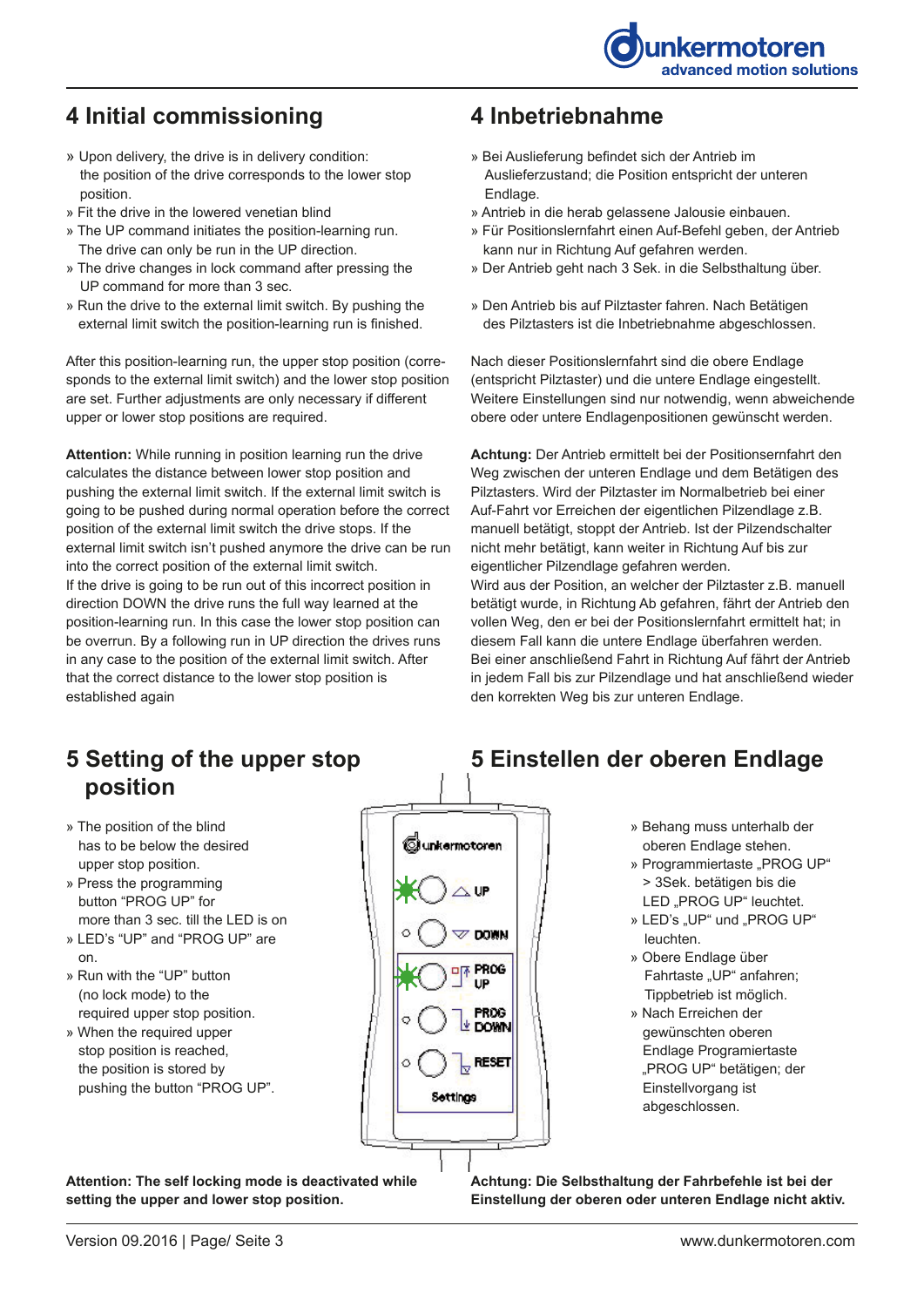# 4 Initial commissioning

- » Upon delivery, the drive is in delivery condition: the position of the drive corresponds to the lower stop position.
- » Fit the drive in the lowered venetian blind
- » The UP command initiates the position-learning run. The drive can only be run in the UP direction.
- » The drive changes in lock command after pressing the UP command for more than 3 sec.
- » Run the drive to the external limit switch. By pushing the external limit switch the position-learning run is finished.

After this position-learning run, the upper stop position (corresponds to the external limit switch) and the lower stop position are set. Further adjustments are only necessary if different upper or lower stop positions are required.

**Attention:** While running in position learning run the drive calculates the distance between lower stop position and pushing the external limit switch. If the external limit switch is going to be pushed during normal operation before the correct position of the external limit switch the drive stops. If the external limit switch isn't pushed anymore the drive can be run into the correct position of the external limit switch.
If the drive is going to be run out of this incorrect position in direction DOWN the drive runs the full way learned at the position-learning run. In this case the lower stop position can be overrun. By a following run in UP direction the drives runs in any case to the position of the external limit switch. After that the correct distance to the lower stop position is established again

# 4 Inbetriebnahme

- » Bei Auslieferung befindet sich der Antrieb im Auslieferzustand; die Position entspricht der unteren Endlage.
- » Antrieb in die herab gelassene Jalousie einbauen.
- » Für Positionslernfahrt einen Auf-Befehl geben, der Antrieb kann nur in Richtung Auf gefahren werden.
- » Der Antrieb geht nach 3 Sek. in die Selbsthaltung über.
- » Den Antrieb bis auf Pilztaster fahren. Nach Betätigen des Pilztasters ist die Inbetriebnahme abgeschlossen.

Nach dieser Positionslernfahrt sind die obere Endlage (entspricht Pilztaster) und die untere Endlage eingestellt. Weitere Einstellungen sind nur notwendig, wenn abweichende obere oder untere Endlagenpositionen gewünscht werden.

**Achtung:** Der Antrieb ermittelt bei der Positionsernfahrt den Weg zwischen der unteren Endlage und dem Betätigen des Pilztasters. Wird der Pilztaster im Normalbetrieb bei einer Auf-Fahrt vor Erreichen der eigentlichen Pilzendlage z.B. manuell betätigt, stoppt der Antrieb. Ist der Pilzendschalter nicht mehr betätigt, kann weiter in Richtung Auf bis zur eigentlicher Pilzendlage gefahren werden.
Wird aus der Position, an welcher der Pilztaster z.B. manuell betätigt wurde, in Richtung Ab gefahren, fährt der Antrieb den vollen Weg, den er bei der Positionslernfahrt ermittelt hat; in diesem Fall kann die untere Endlage überfahren werden.
Bei einer anschließend Fahrt in Richtung Auf fährt der Antrieb in jedem Fall bis zur Pilzendlage und hat anschließend wieder den korrekten Weg bis zur unteren Endlage.

# 5 Setting of the upper stop position

- » The position of the blind has to be below the desired upper stop position.
- » Press the programming button "PROG UP" for more than 3 sec. till the LED is on
- » LED's "UP" and "PROG UP" are on.
- » Run with the "UP" button (no lock mode) to the required upper stop position.
- » When the required upper stop position is reached, the position is stored by pushing the button "PROG UP".

unkermotoren
UP
DOWN
PROG UP
PROG DOWN
RESET
Settings

**Attention: The self locking mode is deactivated while setting the upper and lower stop position.**

# 5 Einstellen der oberen Endlage

- » Behang muss unterhalb der oberen Endlage stehen.
- » Programmiertaste „PROG UP" > 3Sek. betätigen bis die LED „PROG UP" leuchtet.
- » LED's „UP" und „PROG UP" leuchten.
- » Obere Endlage über Fahrtaste „UP" anfahren; Tippbetrieb ist möglich.
- » Nach Erreichen der gewünschten oberen Endlage Programmiertaste „PROG UP" betätigen; der Einstellvorgang ist abgeschlossen.

**Achtung: Die Selbsthaltung der Fahrbefehle ist bei der Einstellung der oberen oder unteren Endlage nicht aktiv.**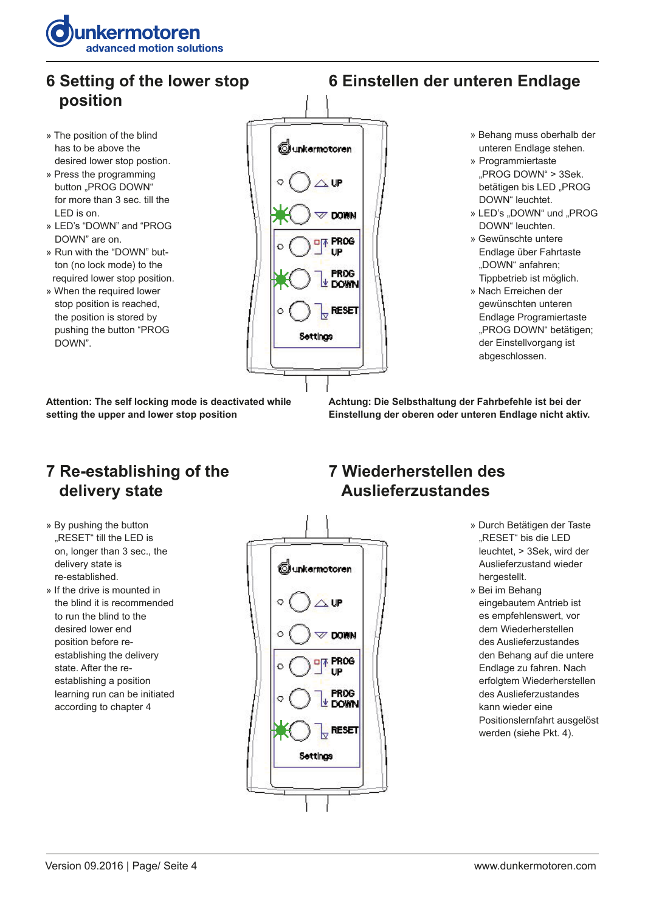## 6 Setting of the lower stop position

» The position of the blind has to be above the desired lower stop postion.
» Press the programming button „PROG DOWN“ for more than 3 sec. till the LED is on.
» LED's “DOWN” and “PROG DOWN” are on.
» Run with the “DOWN” button (no lock mode) to the required lower stop position.
» When the required lower stop position is reached, the position is stored by pushing the button “PROG DOWN”.

**Attention: The self locking mode is deactivated while setting the upper and lower stop position**

## 6 Einstellen der unteren Endlage

» Behang muss oberhalb der unteren Endlage stehen.
» Programmiertaste „PROG DOWN“ > 3Sek. betätigen bis LED „PROG DOWN“ leuchtet.
» LED's „DOWN“ und „PROG DOWN“ leuchten.
» Gewünschte untere Endlage über Fahrtaste „DOWN“ anfahren; Tippbetrieb ist möglich.
» Nach Erreichen der gewünschten unteren Endlage Programiertaste „PROG DOWN“ betätigen; der Einstellvorgang ist abgeschlossen.

**Achtung: Die Selbsthaltung der Fahrbefehle ist bei der Einstellung der oberen oder unteren Endlage nicht aktiv.**

## 7 Re-establishing of the delivery state

» By pushing the button „RESET“ till the LED is on, longer than 3 sec., the delivery state is re-established.
» If the drive is mounted in the blind it is recommended to run the blind to the desired lower end position before re-establishing the delivery state. After the re-establishing a position learning run can be initiated according to chapter 4

## 7 Wiederherstellen des Auslieferzustandes

» Durch Betätigen der Taste „RESET“ bis die LED leuchtet, > 3Sek, wird der Auslieferzustand wieder hergestellt.
» Bei im Behang eingebautem Antrieb ist es empfehlenswert, vor dem Wiederherstellen des Auslieferzustandes den Behang auf die untere Endlage zu fahren. Nach erfolgtem Wiederherstellen des Auslieferzustandes kann wieder eine Positionslernfahrt ausgelöst werden (siehe Pkt. 4).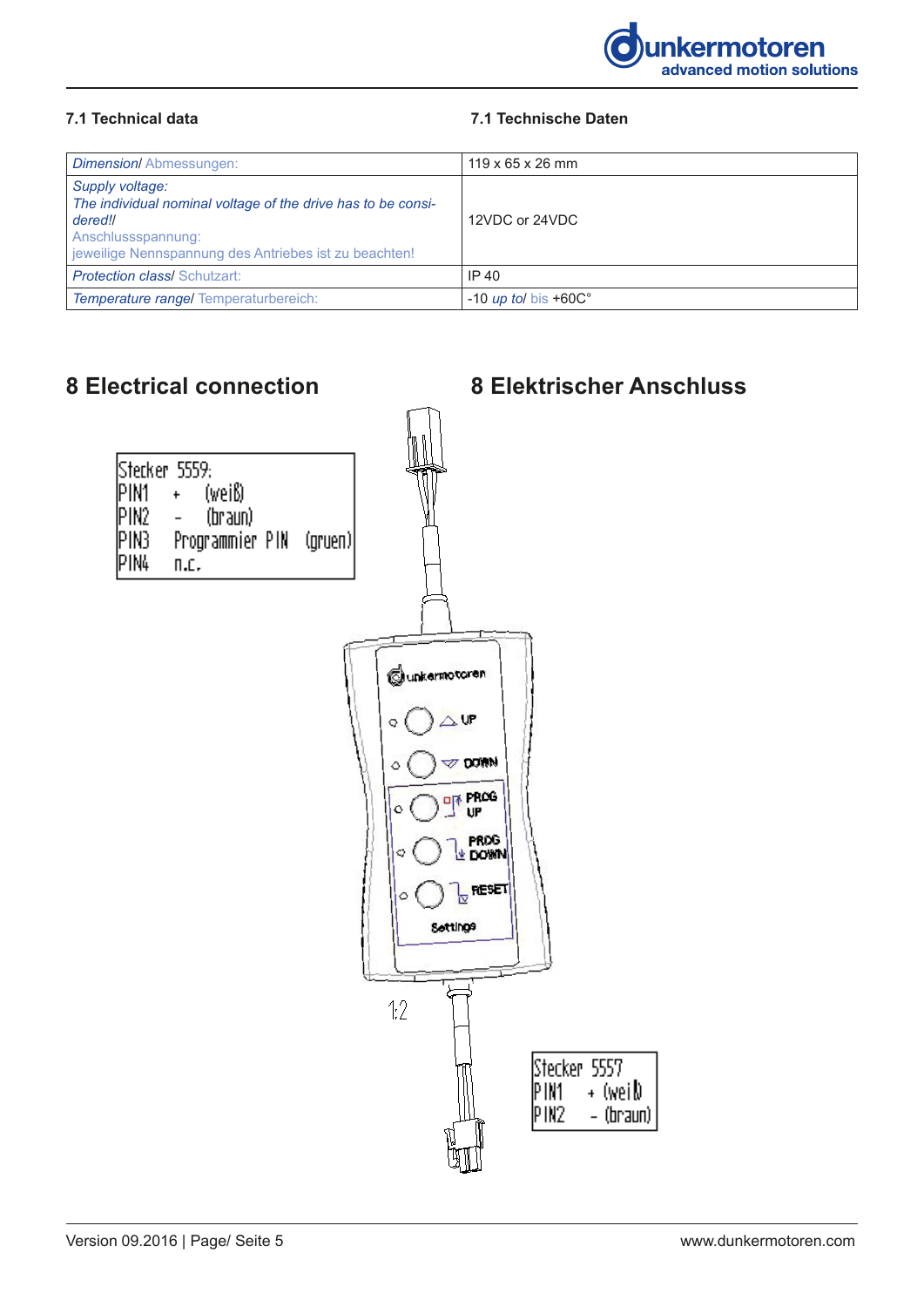## 7.1 Technical data

## 7.1 Technische Daten

| | |
|---|---|
| *Dimension*/ Abmessungen: | 119 x 65 x 26 mm |
| *Supply voltage:* *The individual nominal voltage of the drive has to be considered!*/ Anschlussspannung: jeweilige Nennspannung des Antriebes ist zu beachten! | 12VDC or 24VDC |
| *Protection class*/ Schutzart: | IP 40 |
| *Temperature range*/ Temperaturbereich: | -10 *up to*/ bis +60C° |

# 8 Electrical connection

# 8 Elektrischer Anschluss

Stecker 5559:
PIN1 + (weiß)
PIN2 - (braun)
PIN3 Programmier PIN (gruen)
PIN4 n.c.

unkermotoren
UP
DOWN
PROG UP
PROG DOWN
RESET
Settings

1:2

Stecker 5557
PIN1 + (weiß)
PIN2 - (braun)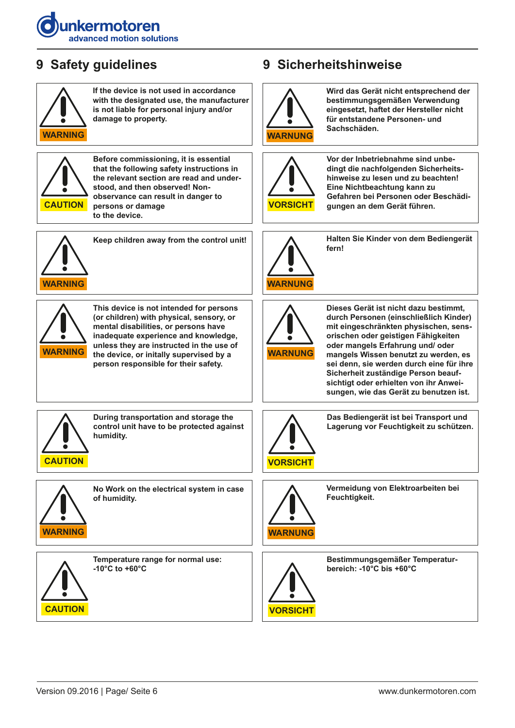# 9 Safety guidelines

**WARNING**

**If the device is not used in accordance with the designated use, the manufacturer is not liable for personal injury and/or damage to property.**

**CAUTION**

**Before commissioning, it is essential that the following safety instructions in the relevant section are read and understood, and then observed! Non-observance can result in danger to persons or damage to the device.**

**WARNING**

**Keep children away from the control unit!**

**WARNING**

**This device is not intended for persons (or children) with physical, sensory, or mental disabilities, or persons have inadequate experience and knowledge, unless they are instructed in the use of the device, or initally supervised by a person responsible for their safety.**

**CAUTION**

**During transportation and storage the control unit have to be protected against humidity.**

**WARNING**

**No Work on the electrical system in case of humidity.**

**CAUTION**

**Temperature range for normal use: -10°C to +60°C**

# 9 Sicherheitshinweise

**WARNUNG**

**Wird das Gerät nicht entsprechend der bestimmungsgemäßen Verwendung eingesetzt, haftet der Hersteller nicht für entstandene Personen- und Sachschäden.**

**VORSICHT**

**Vor der Inbetriebnahme sind unbedingt die nachfolgenden Sicherheitshinweise zu lesen und zu beachten! Eine Nichtbeachtung kann zu Gefahren bei Personen oder Beschädigungen an dem Gerät führen.**

**WARNUNG**

**Halten Sie Kinder von dem Bediengerät fern!**

**WARNUNG**

**Dieses Gerät ist nicht dazu bestimmt, durch Personen (einschließlich Kinder) mit eingeschränkten physischen, sensorischen oder geistigen Fähigkeiten oder mangels Erfahrung und/ oder mangels Wissen benutzt zu werden, es sei denn, sie werden durch eine für ihre Sicherheit zuständige Person beaufsichtigt oder erhielten von ihr Anweisungen, wie das Gerät zu benutzen ist.**

**VORSICHT**

**Das Bediengerät ist bei Transport und Lagerung vor Feuchtigkeit zu schützen.**

**WARNUNG**

**Vermeidung von Elektroarbeiten bei Feuchtigkeit.**

**VORSICHT**

**Bestimmungsgemäßer Temperaturbereich: -10°C bis +60°C**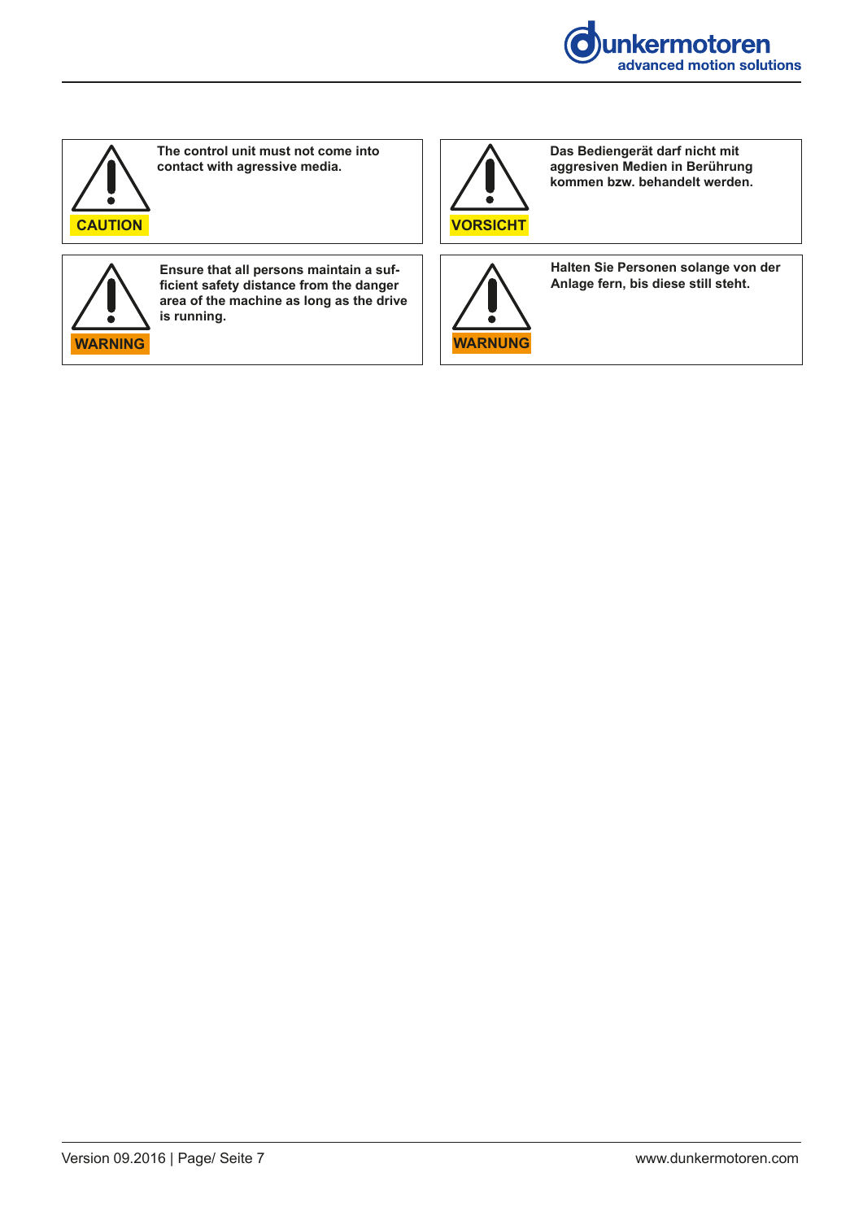**CAUTION**

**The control unit must not come into contact with agressive media.**

**VORSICHT**

**Das Bediengerät darf nicht mit aggresiven Medien in Berührung kommen bzw. behandelt werden.**

**WARNING**

**Ensure that all persons maintain a sufficient safety distance from the danger area of the machine as long as the drive is running.**

**WARNUNG**

**Halten Sie Personen solange von der Anlage fern, bis diese still steht.**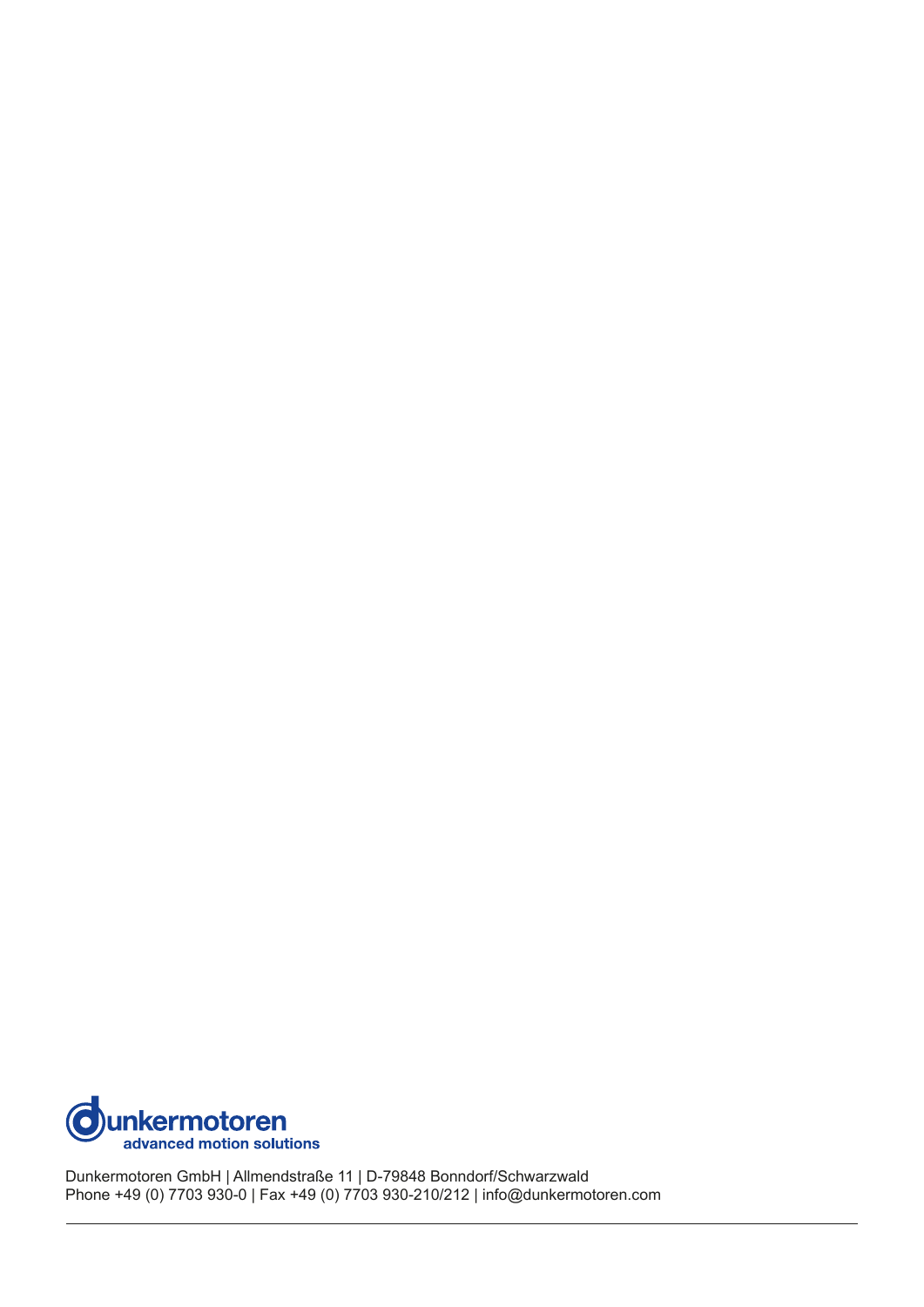dunkermotoren
advanced motion solutions

Dunkermotoren GmbH | Allmendstraße 11 | D-79848 Bonndorf/Schwarzwald
Phone +49 (0) 7703 930-0 | Fax +49 (0) 7703 930-210/212 | info@dunkermotoren.com